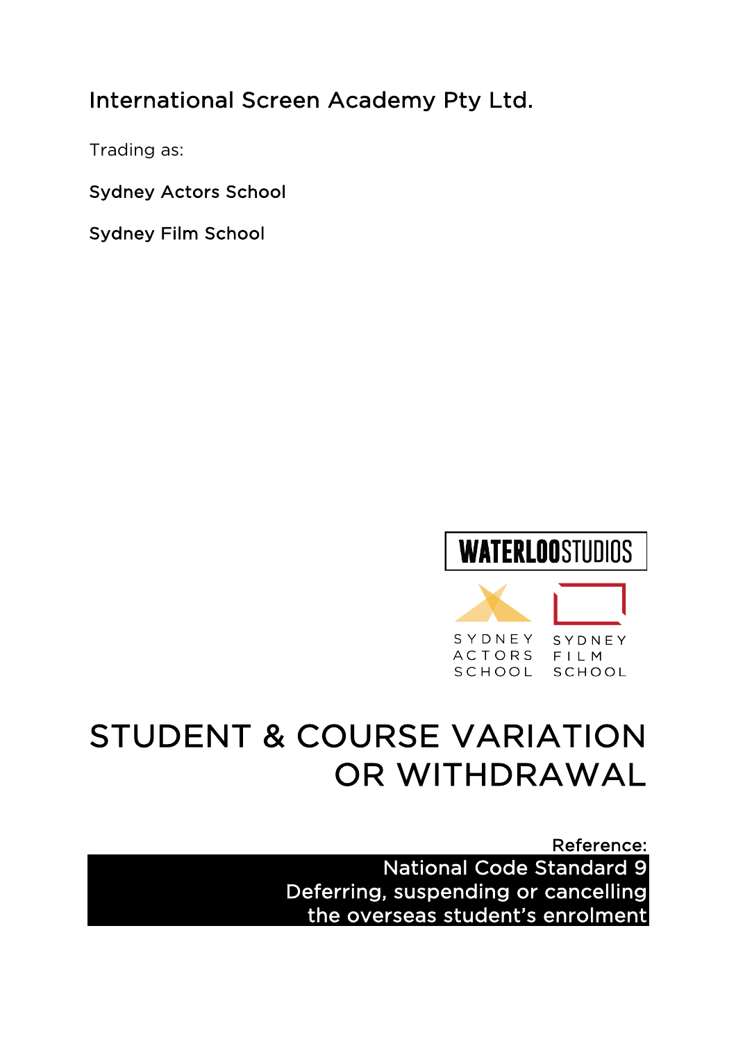International Screen Academy Pty Ltd.

Trading as:

Sydney Actors School

Sydney Film School

WATERLOO STUDIOS

SYDNEY ACTORS SCHOOL

SYDNEY FILM SCHOOL

# STUDENT & COURSE VARIATION OR WITHDRAWAL

Reference:

**National Code Standard 9**
**Deferring, suspending or cancelling the overseas student's enrolment**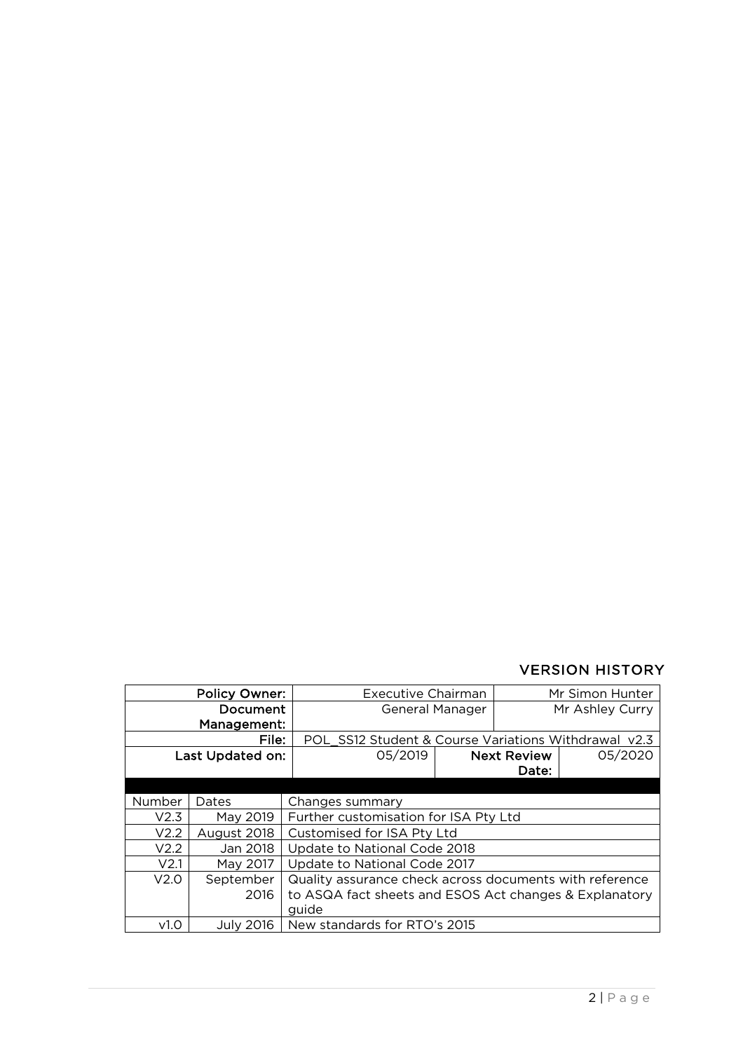## VERSION HISTORY

| Policy Owner: | Executive Chairman | Mr Simon Hunter |
|---|---|---|
| Document Management: | General Manager | Mr Ashley Curry |
| File: | POL_SS12 Student & Course Variations Withdrawal v2.3 | |
| Last Updated on: | 05/2019 | Next Review Date: 05/2020 |

| Number | Dates | Changes summary |
|---|---|---|
| V2.3 | May 2019 | Further customisation for ISA Pty Ltd |
| V2.2 | August 2018 | Customised for ISA Pty Ltd |
| V2.2 | Jan 2018 | Update to National Code 2018 |
| V2.1 | May 2017 | Update to National Code 2017 |
| V2.0 | September 2016 | Quality assurance check across documents with reference to ASQA fact sheets and ESOS Act changes & Explanatory guide |
| v1.0 | July 2016 | New standards for RTO's 2015 |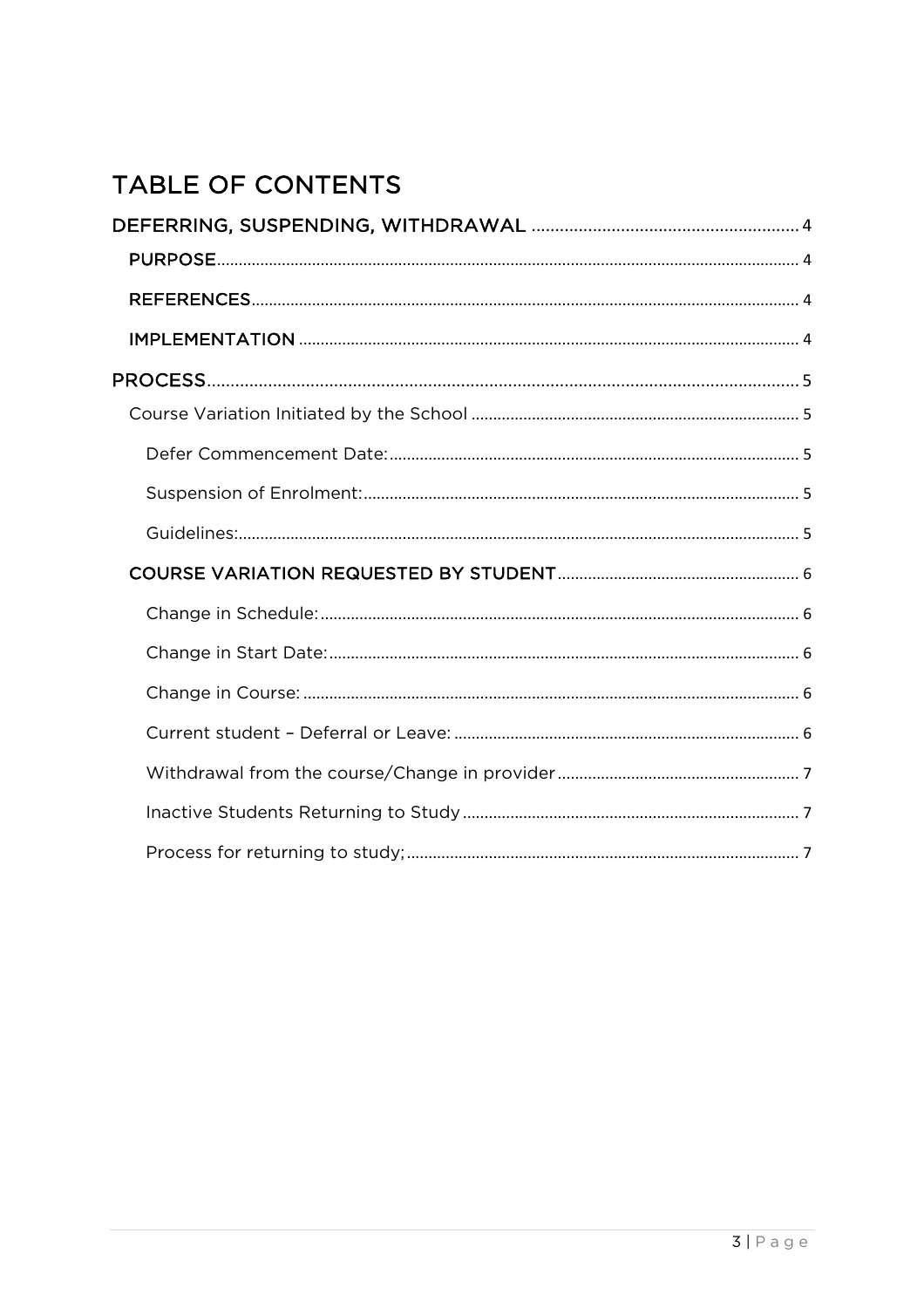# TABLE OF CONTENTS

DEFERRING, SUSPENDING, WITHDRAWAL ........................................................ 4

- PURPOSE ........................................................................................................ 4
- REFERENCES ................................................................................................. 4
- IMPLEMENTATION ......................................................................................... 4

PROCESS .............................................................................................................. 5

- Course Variation Initiated by the School ........................................................ 5
  - Defer Commencement Date: ....................................................................... 5
  - Suspension of Enrolment: ........................................................................... 5
  - Guidelines: ................................................................................................... 5
- COURSE VARIATION REQUESTED BY STUDENT ........................................... 6
  - Change in Schedule: .................................................................................... 6
  - Change in Start Date: .................................................................................. 6
  - Change in Course: ....................................................................................... 6
  - Current student – Deferral or Leave: .......................................................... 6
  - Withdrawal from the course/Change in provider ........................................ 7
  - Inactive Students Returning to Study ......................................................... 7
  - Process for returning to study; ................................................................... 7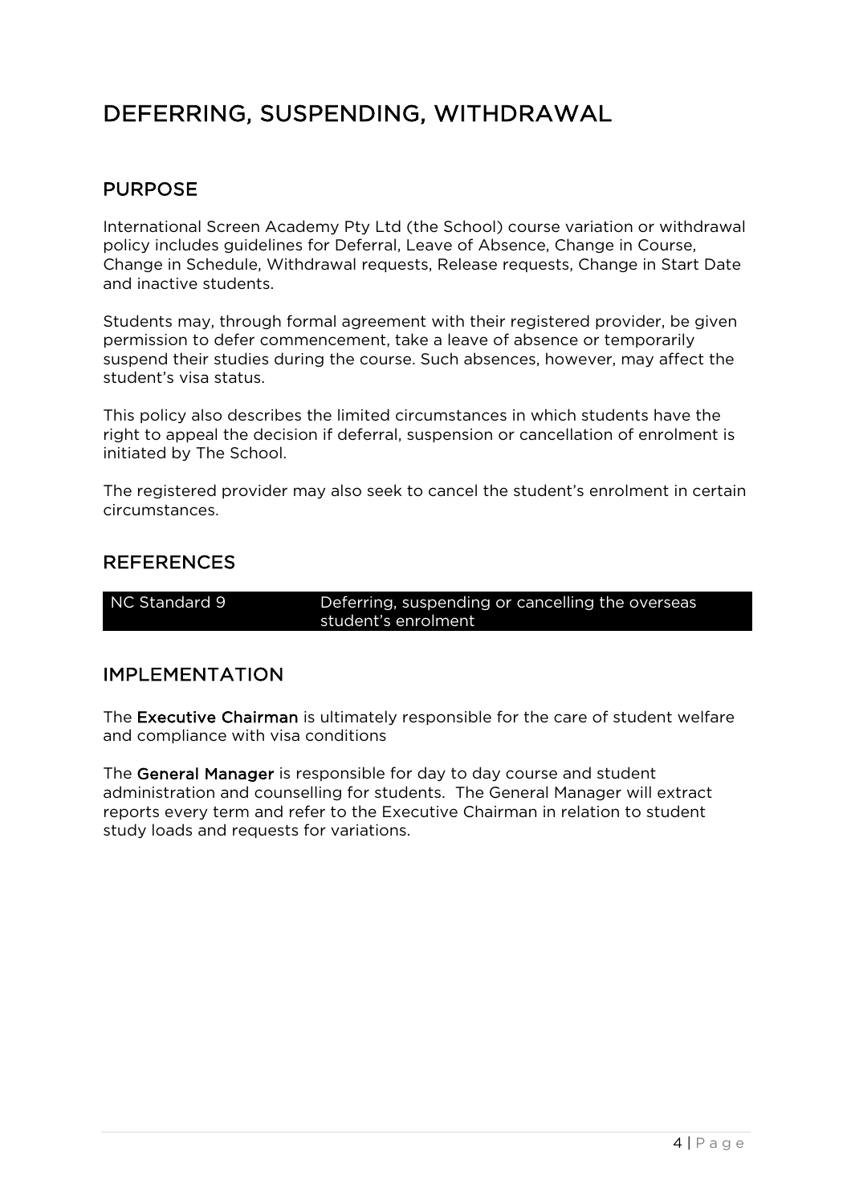# DEFERRING, SUSPENDING, WITHDRAWAL

## PURPOSE

International Screen Academy Pty Ltd (the School) course variation or withdrawal policy includes guidelines for Deferral, Leave of Absence, Change in Course, Change in Schedule, Withdrawal requests, Release requests, Change in Start Date and inactive students.

Students may, through formal agreement with their registered provider, be given permission to defer commencement, take a leave of absence or temporarily suspend their studies during the course. Such absences, however, may affect the student's visa status.

This policy also describes the limited circumstances in which students have the right to appeal the decision if deferral, suspension or cancellation of enrolment is initiated by The School.

The registered provider may also seek to cancel the student's enrolment in certain circumstances.

## REFERENCES

| NC Standard 9 | Deferring, suspending or cancelling the overseas student's enrolment |
|---|---|

## IMPLEMENTATION

The **Executive Chairman** is ultimately responsible for the care of student welfare and compliance with visa conditions

The **General Manager** is responsible for day to day course and student administration and counselling for students. The General Manager will extract reports every term and refer to the Executive Chairman in relation to student study loads and requests for variations.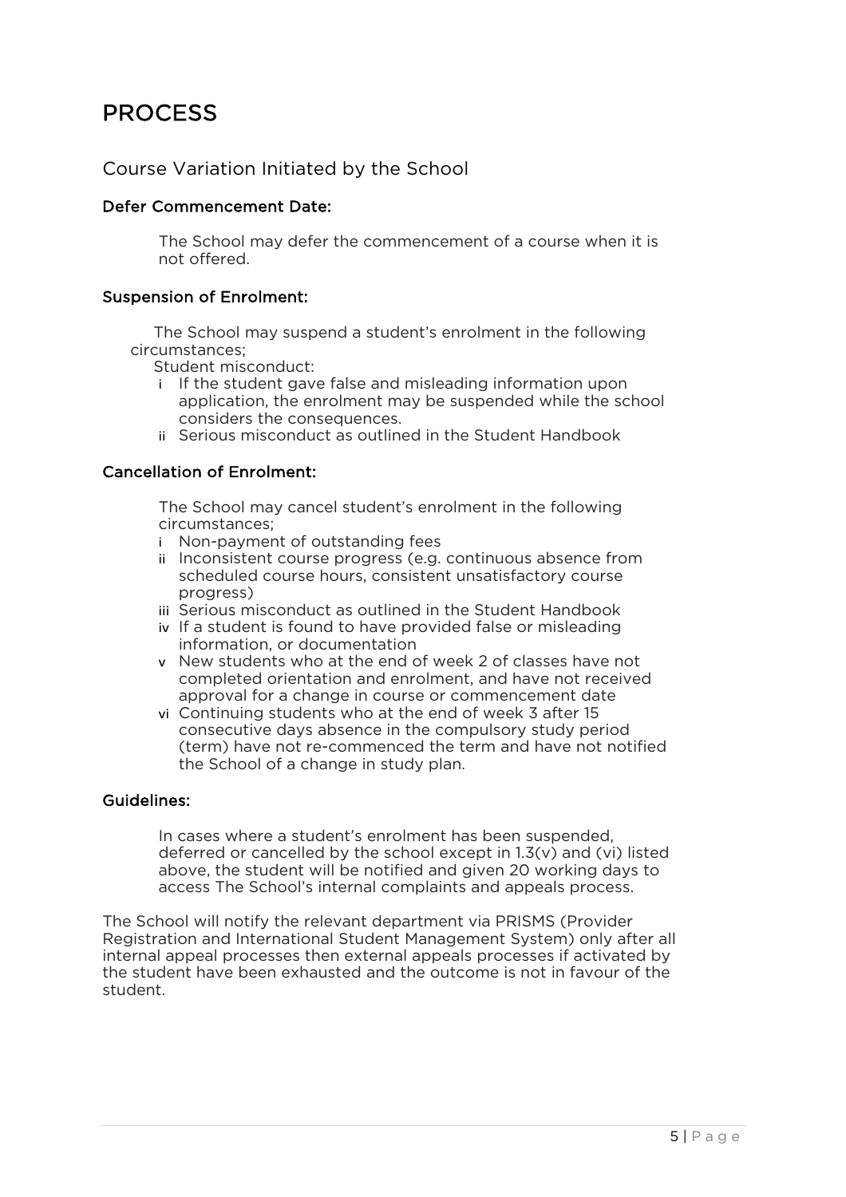# PROCESS

## Course Variation Initiated by the School

### Defer Commencement Date:

The School may defer the commencement of a course when it is not offered.

### Suspension of Enrolment:

The School may suspend a student's enrolment in the following circumstances;

Student misconduct:

- i If the student gave false and misleading information upon application, the enrolment may be suspended while the school considers the consequences.
- ii Serious misconduct as outlined in the Student Handbook

### Cancellation of Enrolment:

The School may cancel student's enrolment in the following circumstances;

- i Non-payment of outstanding fees
- ii Inconsistent course progress (e.g. continuous absence from scheduled course hours, consistent unsatisfactory course progress)
- iii Serious misconduct as outlined in the Student Handbook
- iv If a student is found to have provided false or misleading information, or documentation
- v New students who at the end of week 2 of classes have not completed orientation and enrolment, and have not received approval for a change in course or commencement date
- vi Continuing students who at the end of week 3 after 15 consecutive days absence in the compulsory study period (term) have not re-commenced the term and have not notified the School of a change in study plan.

### Guidelines:

In cases where a student's enrolment has been suspended, deferred or cancelled by the school except in 1.3(v) and (vi) listed above, the student will be notified and given 20 working days to access The School's internal complaints and appeals process.

The School will notify the relevant department via PRISMS (Provider Registration and International Student Management System) only after all internal appeal processes then external appeals processes if activated by the student have been exhausted and the outcome is not in favour of the student.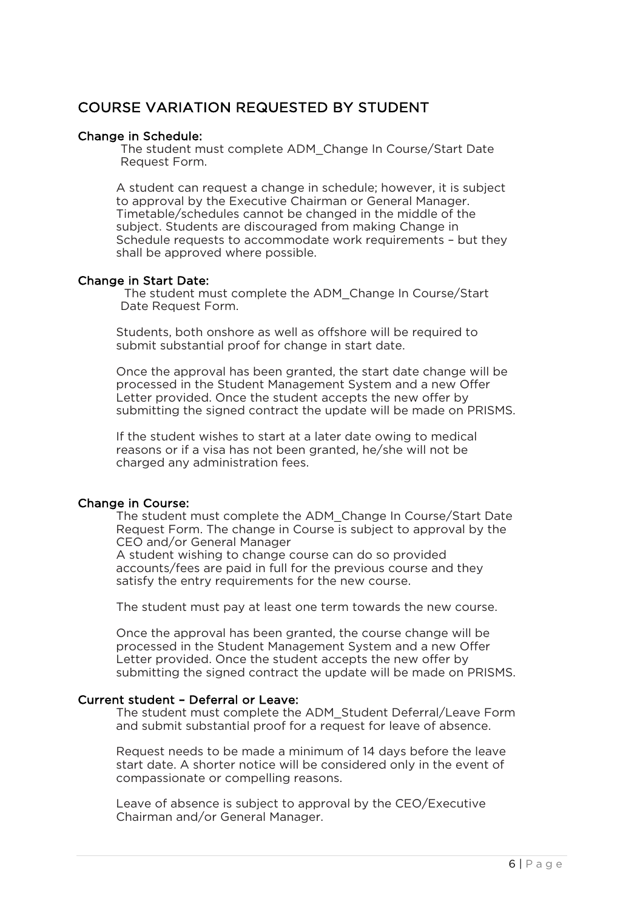## COURSE VARIATION REQUESTED BY STUDENT

**Change in Schedule:**

The student must complete ADM_Change In Course/Start Date Request Form.

A student can request a change in schedule; however, it is subject to approval by the Executive Chairman or General Manager. Timetable/schedules cannot be changed in the middle of the subject. Students are discouraged from making Change in Schedule requests to accommodate work requirements – but they shall be approved where possible.

**Change in Start Date:**

The student must complete the ADM_Change In Course/Start Date Request Form.

Students, both onshore as well as offshore will be required to submit substantial proof for change in start date.

Once the approval has been granted, the start date change will be processed in the Student Management System and a new Offer Letter provided. Once the student accepts the new offer by submitting the signed contract the update will be made on PRISMS.

If the student wishes to start at a later date owing to medical reasons or if a visa has not been granted, he/she will not be charged any administration fees.

**Change in Course:**

The student must complete the ADM_Change In Course/Start Date Request Form. The change in Course is subject to approval by the CEO and/or General Manager
A student wishing to change course can do so provided accounts/fees are paid in full for the previous course and they satisfy the entry requirements for the new course.

The student must pay at least one term towards the new course.

Once the approval has been granted, the course change will be processed in the Student Management System and a new Offer Letter provided. Once the student accepts the new offer by submitting the signed contract the update will be made on PRISMS.

**Current student – Deferral or Leave:**

The student must complete the ADM_Student Deferral/Leave Form and submit substantial proof for a request for leave of absence.

Request needs to be made a minimum of 14 days before the leave start date. A shorter notice will be considered only in the event of compassionate or compelling reasons.

Leave of absence is subject to approval by the CEO/Executive Chairman and/or General Manager.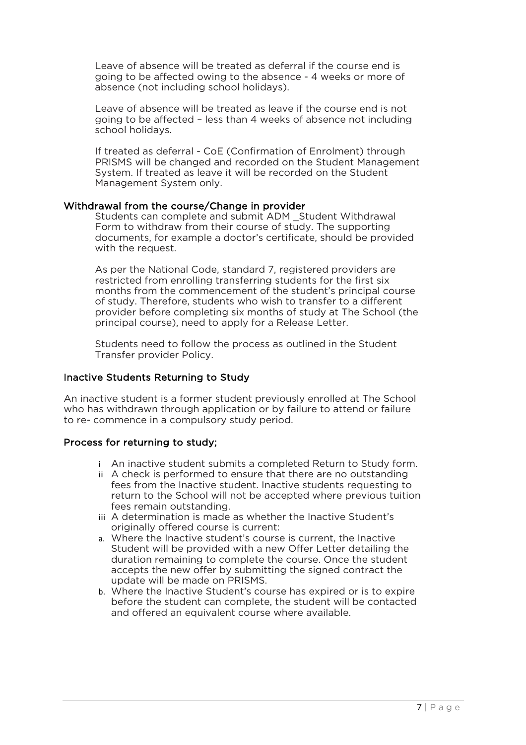Leave of absence will be treated as deferral if the course end is going to be affected owing to the absence - 4 weeks or more of absence (not including school holidays).

Leave of absence will be treated as leave if the course end is not going to be affected – less than 4 weeks of absence not including school holidays.

If treated as deferral - CoE (Confirmation of Enrolment) through PRISMS will be changed and recorded on the Student Management System. If treated as leave it will be recorded on the Student Management System only.

### Withdrawal from the course/Change in provider

Students can complete and submit ADM _Student Withdrawal Form to withdraw from their course of study. The supporting documents, for example a doctor's certificate, should be provided with the request.

As per the National Code, standard 7, registered providers are restricted from enrolling transferring students for the first six months from the commencement of the student's principal course of study. Therefore, students who wish to transfer to a different provider before completing six months of study at The School (the principal course), need to apply for a Release Letter.

Students need to follow the process as outlined in the Student Transfer provider Policy.

### Inactive Students Returning to Study

An inactive student is a former student previously enrolled at The School who has withdrawn through application or by failure to attend or failure to re- commence in a compulsory study period.

### Process for returning to study;

i An inactive student submits a completed Return to Study form.

ii A check is performed to ensure that there are no outstanding fees from the Inactive student. Inactive students requesting to return to the School will not be accepted where previous tuition fees remain outstanding.

iii A determination is made as whether the Inactive Student's originally offered course is current:

a. Where the Inactive student's course is current, the Inactive Student will be provided with a new Offer Letter detailing the duration remaining to complete the course. Once the student accepts the new offer by submitting the signed contract the update will be made on PRISMS.

b. Where the Inactive Student's course has expired or is to expire before the student can complete, the student will be contacted and offered an equivalent course where available.